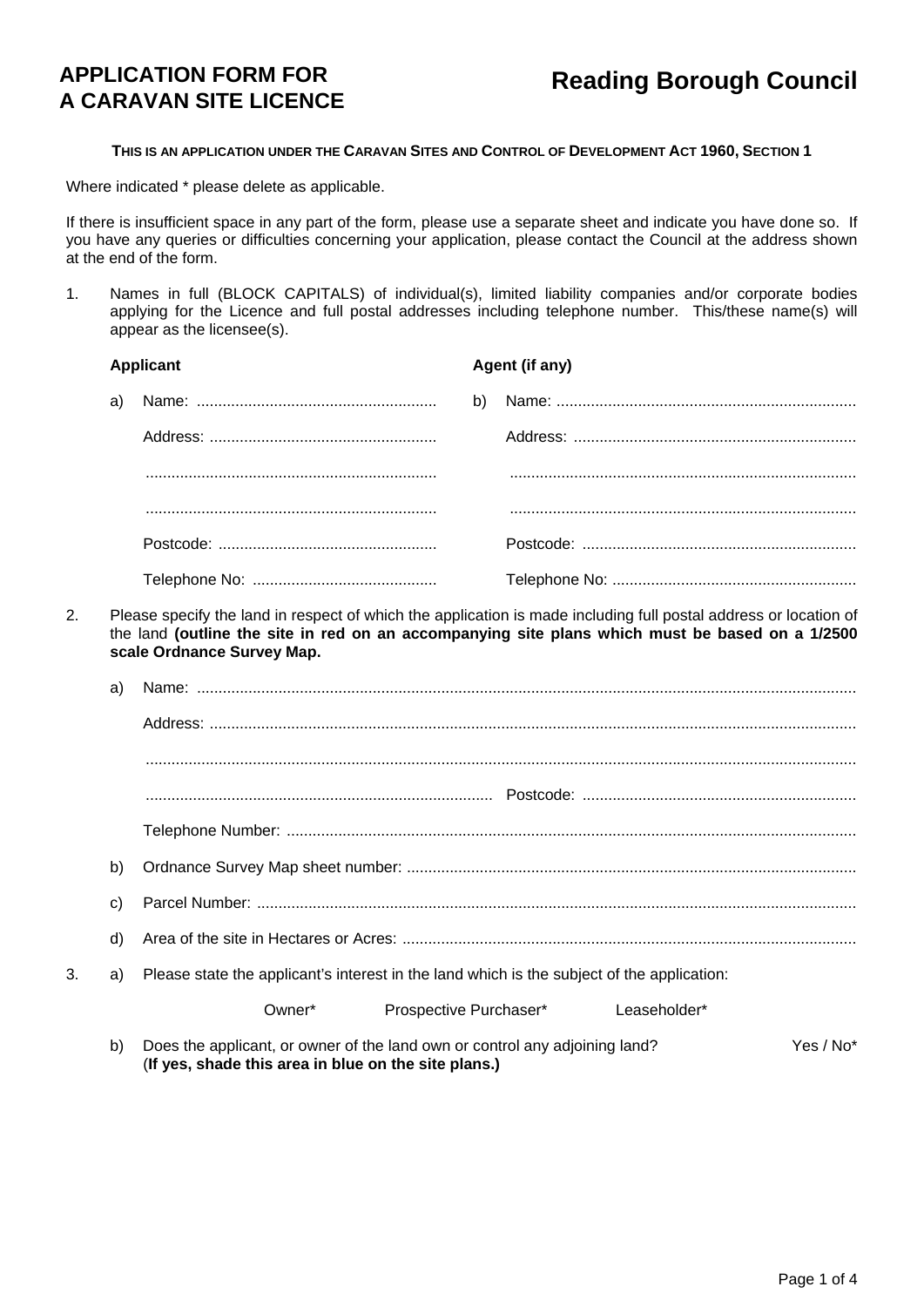# APPLICATION FORM FOR A CARAVAN SITE LICENCE

# Reading Borough Council

**THIS IS AN APPLICATION UNDER THE CARAVAN SITES AND CONTROL OF DEVELOPMENT ACT 1960, SECTION 1**

Where indicated * please delete as applicable.

If there is insufficient space in any part of the form, please use a separate sheet and indicate you have done so. If you have any queries or difficulties concerning your application, please contact the Council at the address shown at the end of the form.

1. Names in full (BLOCK CAPITALS) of individual(s), limited liability companies and/or corporate bodies applying for the Licence and full postal addresses including telephone number. This/these name(s) will appear as the licensee(s).

**Applicant**

a) Name: .......................................................

Address: ....................................................

...................................................................

...................................................................

Postcode: ..................................................

Telephone No: ..........................................

**Agent (if any)**

b) Name: ....................................................................

Address: .................................................................

................................................................................

................................................................................

Postcode: ...............................................................

Telephone No: ........................................................

2. Please specify the land in respect of which the application is made including full postal address or location of the land **(outline the site in red on an accompanying site plans which must be based on a 1/2500 scale Ordnance Survey Map.**

a) Name: .......................................................................................................................................................

Address: .....................................................................................................................................................

...................................................................................................................................................................

................................................................................ Postcode: ...............................................................

Telephone Number: ...................................................................................................................................

b) Ordnance Survey Map sheet number: .......................................................................................................

c) Parcel Number: ..........................................................................................................................................

d) Area of the site in Hectares or Acres: .........................................................................................................

3. a) Please state the applicant's interest in the land which is the subject of the application:

Owner* Prospective Purchaser* Leaseholder*

b) Does the applicant, or owner of the land own or control any adjoining land? Yes / No*
(**If yes, shade this area in blue on the site plans.)**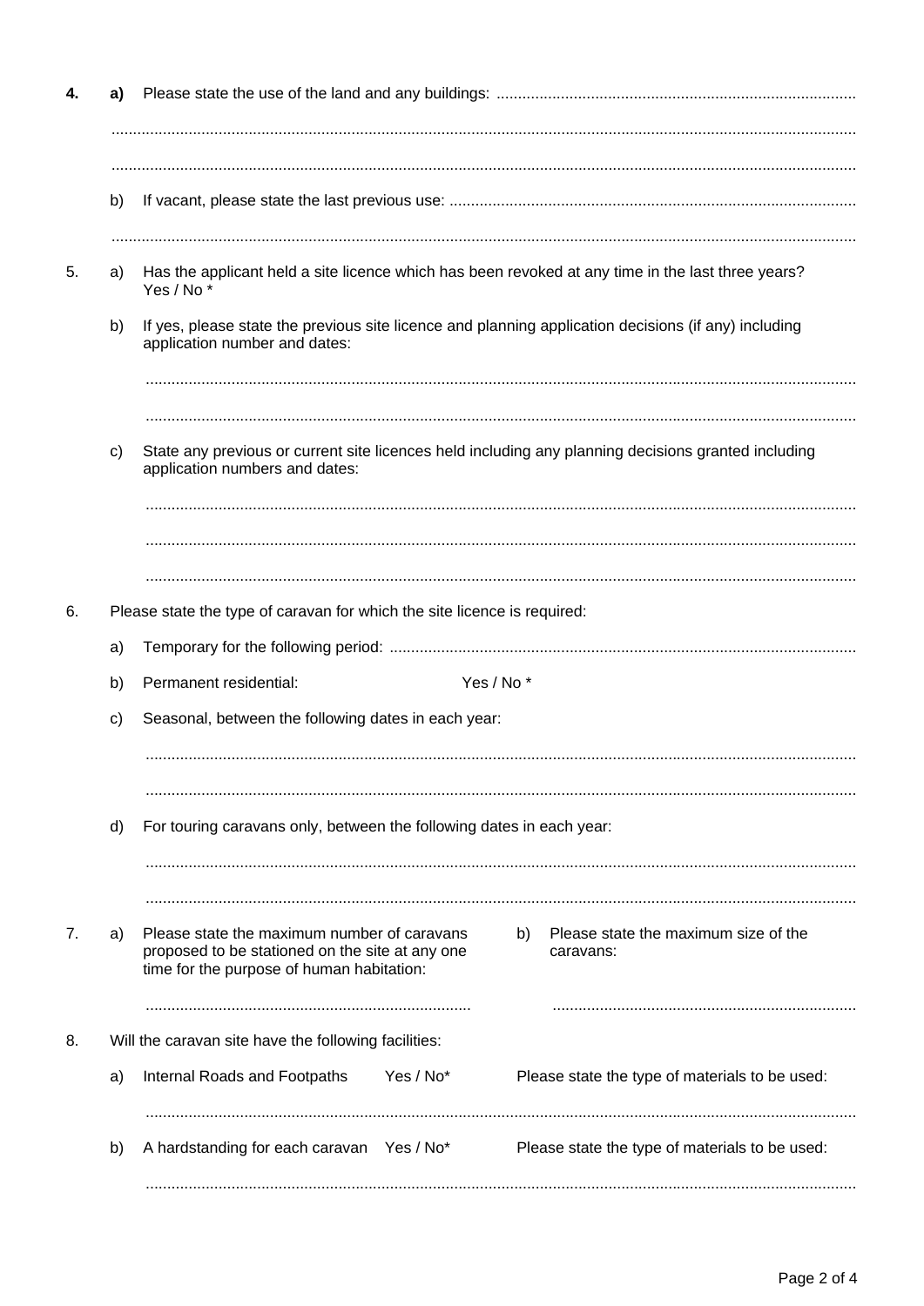**4. a)** Please state the use of the land and any buildings: ..................................................................................

..........................................................................................................................................................

..........................................................................................................................................................

b) If vacant, please state the last previous use: ..............................................................................................

..........................................................................................................................................................

5. a) Has the applicant held a site licence which has been revoked at any time in the last three years? Yes / No *

b) If yes, please state the previous site licence and planning application decisions (if any) including application number and dates:

..........................................................................................................................................................

..........................................................................................................................................................

c) State any previous or current site licences held including any planning decisions granted including application numbers and dates:

..........................................................................................................................................................

..........................................................................................................................................................

..........................................................................................................................................................

6. Please state the type of caravan for which the site licence is required:

a) Temporary for the following period: ...........................................................................................................

b) Permanent residential: Yes / No *

c) Seasonal, between the following dates in each year:

..........................................................................................................................................................

..........................................................................................................................................................

d) For touring caravans only, between the following dates in each year:

..........................................................................................................................................................

..........................................................................................................................................................

7. a) Please state the maximum number of caravans proposed to be stationed on the site at any one time for the purpose of human habitation:

............................................................................

b) Please state the maximum size of the caravans:

.......................................................................

8. Will the caravan site have the following facilities:

a) Internal Roads and Footpaths Yes / No* Please state the type of materials to be used:

..........................................................................................................................................................

b) A hardstanding for each caravan Yes / No* Please state the type of materials to be used:

..........................................................................................................................................................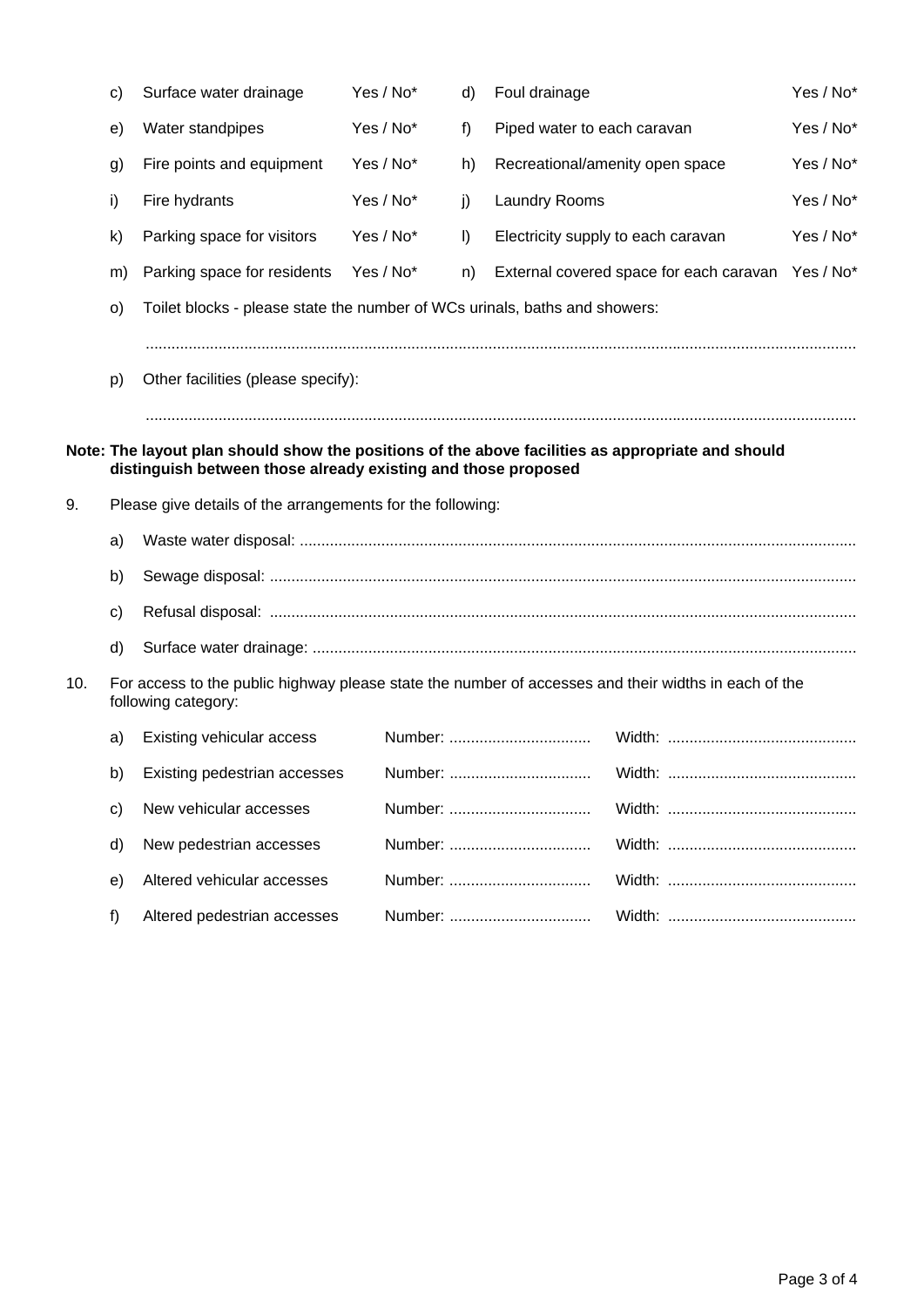| | | | | | |
|---|---|---|---|---|---|
| c) | Surface water drainage | Yes / No* | d) | Foul drainage | Yes / No* |
| e) | Water standpipes | Yes / No* | f) | Piped water to each caravan | Yes / No* |
| g) | Fire points and equipment | Yes / No* | h) | Recreational/amenity open space | Yes / No* |
| i) | Fire hydrants | Yes / No* | j) | Laundry Rooms | Yes / No* |
| k) | Parking space for visitors | Yes / No* | l) | Electricity supply to each caravan | Yes / No* |
| m) | Parking space for residents | Yes / No* | n) | External covered space for each caravan | Yes / No* |

o) Toilet blocks - please state the number of WCs urinals, baths and showers:

..........................................................................................................................................................

p) Other facilities (please specify):

..........................................................................................................................................................

**Note: The layout plan should show the positions of the above facilities as appropriate and should distinguish between those already existing and those proposed**

9. Please give details of the arrangements for the following:

   a) Waste water disposal: .................................................................................................................................

   b) Sewage disposal: .......................................................................................................................................

   c) Refusal disposal: .......................................................................................................................................

   d) Surface water drainage: .............................................................................................................................

10. For access to the public highway please state the number of accesses and their widths in each of the following category:

| | | | |
|---|---|---|---|
| a) | Existing vehicular access | Number: ................................. | Width: ............................................ |
| b) | Existing pedestrian accesses | Number: ................................. | Width: ............................................ |
| c) | New vehicular accesses | Number: ................................. | Width: ............................................ |
| d) | New pedestrian accesses | Number: ................................. | Width: ............................................ |
| e) | Altered vehicular accesses | Number: ................................. | Width: ............................................ |
| f) | Altered pedestrian accesses | Number: ................................. | Width: ............................................ |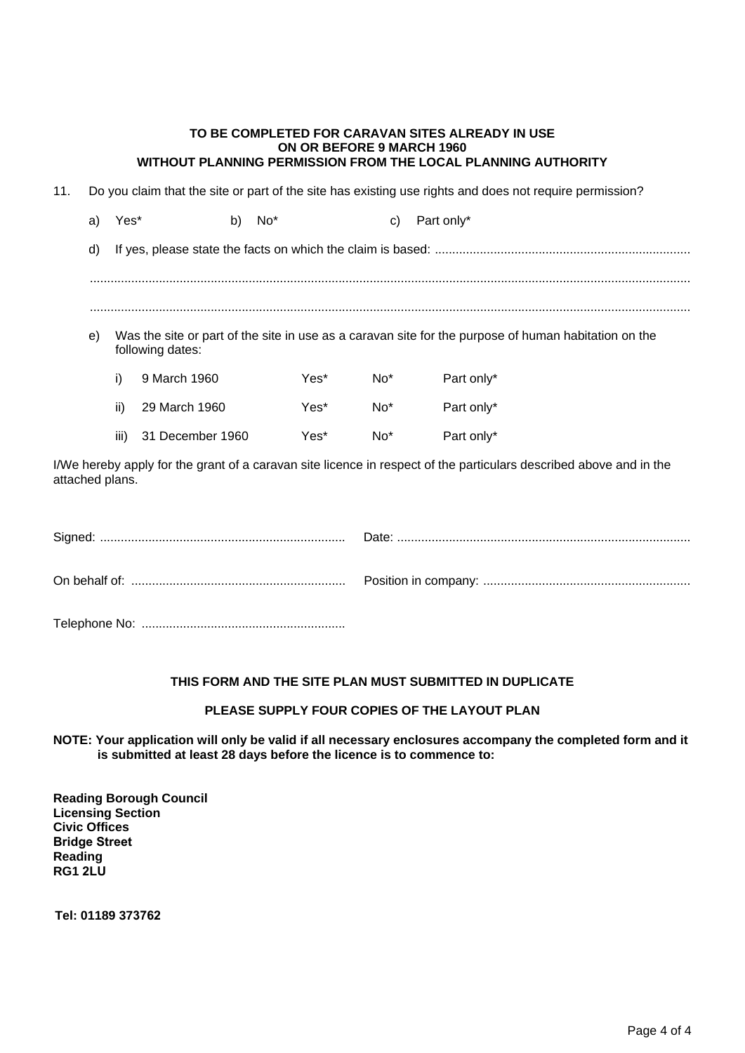**TO BE COMPLETED FOR CARAVAN SITES ALREADY IN USE**
**ON OR BEFORE 9 MARCH 1960**
**WITHOUT PLANNING PERMISSION FROM THE LOCAL PLANNING AUTHORITY**

11. Do you claim that the site or part of the site has existing use rights and does not require permission?

   a) Yes*  b) No*  c) Part only*

   d) If yes, please state the facts on which the claim is based: ..........................................................................

   ..........................................................................................................................................................

   ..........................................................................................................................................................

   e) Was the site or part of the site in use as a caravan site for the purpose of human habitation on the following dates:

| | | | | |
|---|---|---|---|---|
| i) | 9 March 1960 | Yes* | No* | Part only* |
| ii) | 29 March 1960 | Yes* | No* | Part only* |
| iii) | 31 December 1960 | Yes* | No* | Part only* |

I/We hereby apply for the grant of a caravan site licence in respect of the particulars described above and in the attached plans.

Signed: ...................................................................... Date: ....................................................................................

On behalf of: ............................................................. Position in company: ...........................................................

Telephone No: ..........................................................

**THIS FORM AND THE SITE PLAN MUST SUBMITTED IN DUPLICATE**

**PLEASE SUPPLY FOUR COPIES OF THE LAYOUT PLAN**

**NOTE: Your application will only be valid if all necessary enclosures accompany the completed form and it is submitted at least 28 days before the licence is to commence to:**

**Reading Borough Council**
**Licensing Section**
**Civic Offices**
**Bridge Street**
**Reading**
**RG1 2LU**

**Tel: 01189 373762**